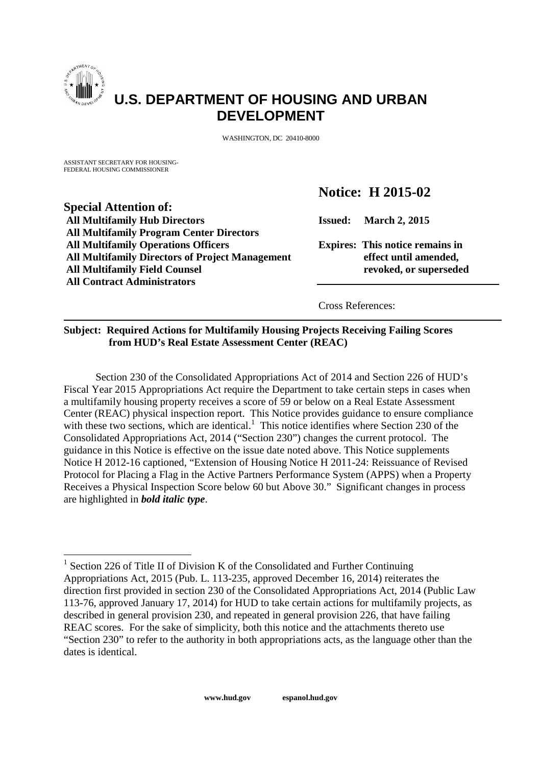# U.S. DEPARTMENT OF HOUSING AND URBAN DEVELOPMENT

WASHINGTON, DC 20410-8000

ASSISTANT SECRETARY FOR HOUSING-
FEDERAL HOUSING COMMISSIONER

**Notice: H 2015-02**

**Special Attention of:**
**All Multifamily Hub Directors**
**All Multifamily Program Center Directors**
**All Multifamily Operations Officers**
**All Multifamily Directors of Project Management**
**All Multifamily Field Counsel**
**All Contract Administrators**

**Issued: March 2, 2015**

**Expires: This notice remains in effect until amended, revoked, or superseded**

Cross References:

**Subject: Required Actions for Multifamily Housing Projects Receiving Failing Scores from HUD's Real Estate Assessment Center (REAC)**

Section 230 of the Consolidated Appropriations Act of 2014 and Section 226 of HUD's Fiscal Year 2015 Appropriations Act require the Department to take certain steps in cases when a multifamily housing property receives a score of 59 or below on a Real Estate Assessment Center (REAC) physical inspection report. This Notice provides guidance to ensure compliance with these two sections, which are identical.[1] This notice identifies where Section 230 of the Consolidated Appropriations Act, 2014 ("Section 230") changes the current protocol. The guidance in this Notice is effective on the issue date noted above. This Notice supplements Notice H 2012-16 captioned, "Extension of Housing Notice H 2011-24: Reissuance of Revised Protocol for Placing a Flag in the Active Partners Performance System (APPS) when a Property Receives a Physical Inspection Score below 60 but Above 30." Significant changes in process are highlighted in ***bold italic type***.

[1] Section 226 of Title II of Division K of the Consolidated and Further Continuing Appropriations Act, 2015 (Pub. L. 113-235, approved December 16, 2014) reiterates the direction first provided in section 230 of the Consolidated Appropriations Act, 2014 (Public Law 113-76, approved January 17, 2014) for HUD to take certain actions for multifamily projects, as described in general provision 230, and repeated in general provision 226, that have failing REAC scores. For the sake of simplicity, both this notice and the attachments thereto use "Section 230" to refer to the authority in both appropriations acts, as the language other than the dates is identical.

www.hud.gov espanol.hud.gov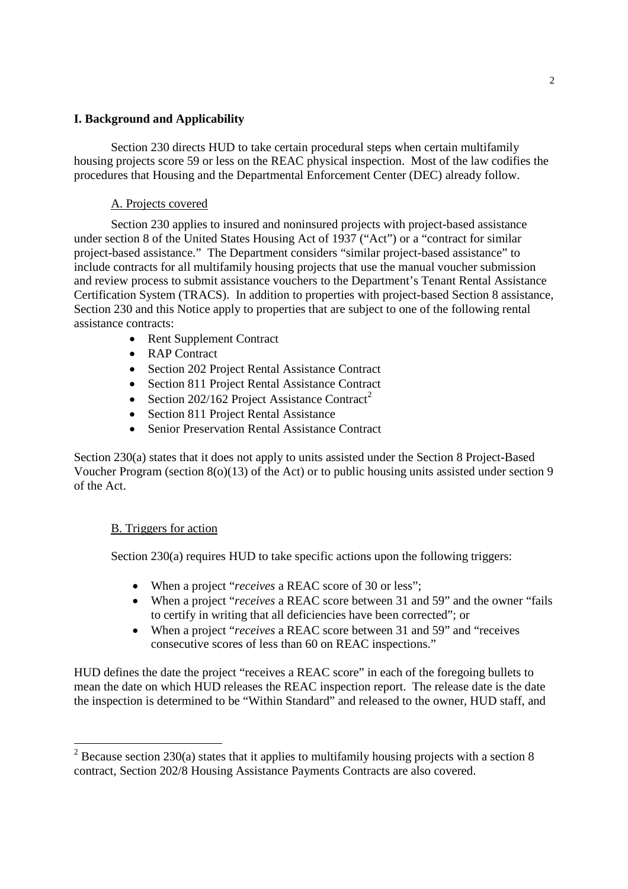## I. Background and Applicability

Section 230 directs HUD to take certain procedural steps when certain multifamily housing projects score 59 or less on the REAC physical inspection. Most of the law codifies the procedures that Housing and the Departmental Enforcement Center (DEC) already follow.

### A. Projects covered

Section 230 applies to insured and noninsured projects with project-based assistance under section 8 of the United States Housing Act of 1937 ("Act") or a "contract for similar project-based assistance." The Department considers "similar project-based assistance" to include contracts for all multifamily housing projects that use the manual voucher submission and review process to submit assistance vouchers to the Department's Tenant Rental Assistance Certification System (TRACS). In addition to properties with project-based Section 8 assistance, Section 230 and this Notice apply to properties that are subject to one of the following rental assistance contracts:

- Rent Supplement Contract
- RAP Contract
- Section 202 Project Rental Assistance Contract
- Section 811 Project Rental Assistance Contract
- Section 202/162 Project Assistance Contract[2]
- Section 811 Project Rental Assistance
- Senior Preservation Rental Assistance Contract

Section 230(a) states that it does not apply to units assisted under the Section 8 Project-Based Voucher Program (section 8(o)(13) of the Act) or to public housing units assisted under section 9 of the Act.

### B. Triggers for action

Section 230(a) requires HUD to take specific actions upon the following triggers:

- When a project "*receives* a REAC score of 30 or less";
- When a project "*receives* a REAC score between 31 and 59" and the owner "fails to certify in writing that all deficiencies have been corrected"; or
- When a project "*receives* a REAC score between 31 and 59" and "receives consecutive scores of less than 60 on REAC inspections."

HUD defines the date the project "receives a REAC score" in each of the foregoing bullets to mean the date on which HUD releases the REAC inspection report. The release date is the date the inspection is determined to be "Within Standard" and released to the owner, HUD staff, and

[2] Because section 230(a) states that it applies to multifamily housing projects with a section 8 contract, Section 202/8 Housing Assistance Payments Contracts are also covered.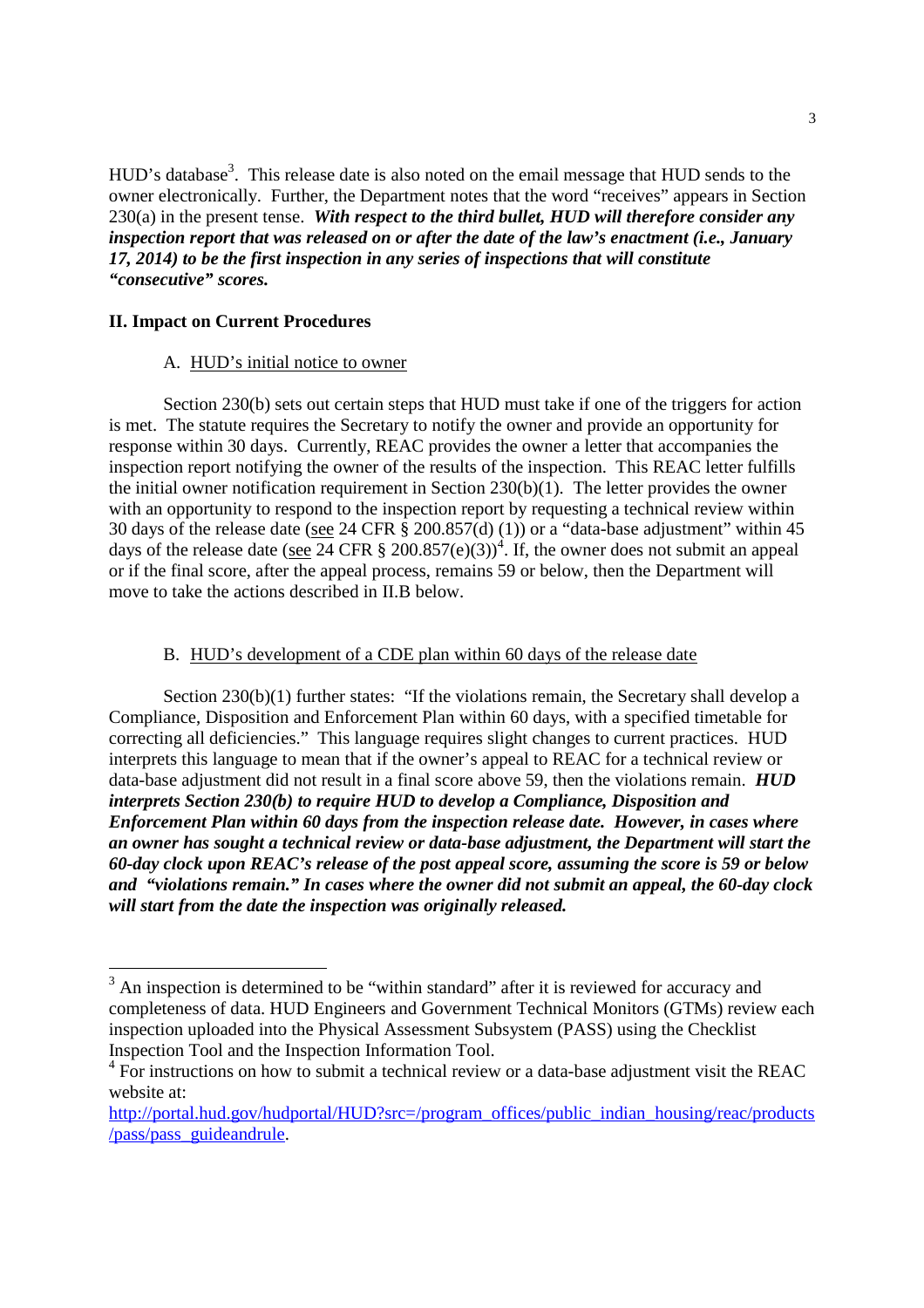HUD's database[3]. This release date is also noted on the email message that HUD sends to the owner electronically. Further, the Department notes that the word "receives" appears in Section 230(a) in the present tense. ***With respect to the third bullet, HUD will therefore consider any inspection report that was released on or after the date of the law's enactment (i.e., January 17, 2014) to be the first inspection in any series of inspections that will constitute "consecutive" scores.***

## II. Impact on Current Procedures

### A. HUD's initial notice to owner

Section 230(b) sets out certain steps that HUD must take if one of the triggers for action is met. The statute requires the Secretary to notify the owner and provide an opportunity for response within 30 days. Currently, REAC provides the owner a letter that accompanies the inspection report notifying the owner of the results of the inspection. This REAC letter fulfills the initial owner notification requirement in Section 230(b)(1). The letter provides the owner with an opportunity to respond to the inspection report by requesting a technical review within 30 days of the release date (see 24 CFR § 200.857(d) (1)) or a "data-base adjustment" within 45 days of the release date (see 24 CFR § 200.857(e)(3))[4]. If, the owner does not submit an appeal or if the final score, after the appeal process, remains 59 or below, then the Department will move to take the actions described in II.B below.

### B. HUD's development of a CDE plan within 60 days of the release date

Section 230(b)(1) further states: "If the violations remain, the Secretary shall develop a Compliance, Disposition and Enforcement Plan within 60 days, with a specified timetable for correcting all deficiencies." This language requires slight changes to current practices. HUD interprets this language to mean that if the owner's appeal to REAC for a technical review or data-base adjustment did not result in a final score above 59, then the violations remain. ***HUD interprets Section 230(b) to require HUD to develop a Compliance, Disposition and Enforcement Plan within 60 days from the inspection release date. However, in cases where an owner has sought a technical review or data-base adjustment, the Department will start the 60-day clock upon REAC's release of the post appeal score, assuming the score is 59 or below and "violations remain." In cases where the owner did not submit an appeal, the 60-day clock will start from the date the inspection was originally released.***

---

[3] An inspection is determined to be "within standard" after it is reviewed for accuracy and completeness of data. HUD Engineers and Government Technical Monitors (GTMs) review each inspection uploaded into the Physical Assessment Subsystem (PASS) using the Checklist Inspection Tool and the Inspection Information Tool.

[4] For instructions on how to submit a technical review or a data-base adjustment visit the REAC website at: http://portal.hud.gov/hudportal/HUD?src=/program_offices/public_indian_housing/reac/products/pass/pass_guideandrule.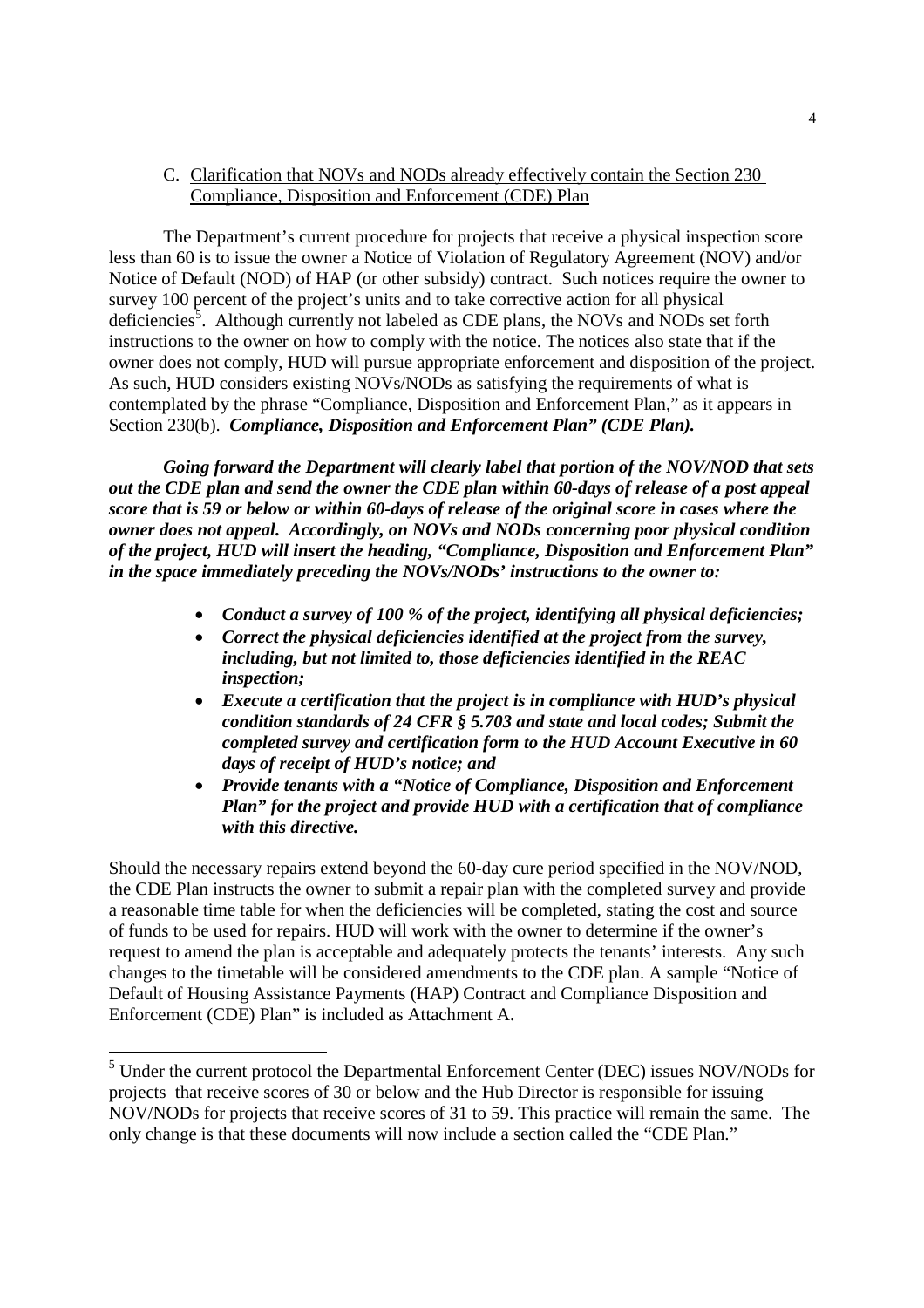### C. Clarification that NOVs and NODs already effectively contain the Section 230 Compliance, Disposition and Enforcement (CDE) Plan

The Department's current procedure for projects that receive a physical inspection score less than 60 is to issue the owner a Notice of Violation of Regulatory Agreement (NOV) and/or Notice of Default (NOD) of HAP (or other subsidy) contract. Such notices require the owner to survey 100 percent of the project's units and to take corrective action for all physical deficiencies[5]. Although currently not labeled as CDE plans, the NOVs and NODs set forth instructions to the owner on how to comply with the notice. The notices also state that if the owner does not comply, HUD will pursue appropriate enforcement and disposition of the project. As such, HUD considers existing NOVs/NODs as satisfying the requirements of what is contemplated by the phrase "Compliance, Disposition and Enforcement Plan," as it appears in Section 230(b). ***Compliance, Disposition and Enforcement Plan" (CDE Plan).***

***Going forward the Department will clearly label that portion of the NOV/NOD that sets out the CDE plan and send the owner the CDE plan within 60-days of release of a post appeal score that is 59 or below or within 60-days of release of the original score in cases where the owner does not appeal. Accordingly, on NOVs and NODs concerning poor physical condition of the project, HUD will insert the heading, "Compliance, Disposition and Enforcement Plan" in the space immediately preceding the NOVs/NODs' instructions to the owner to:***

- ***Conduct a survey of 100 % of the project, identifying all physical deficiencies;***
- ***Correct the physical deficiencies identified at the project from the survey, including, but not limited to, those deficiencies identified in the REAC inspection;***
- ***Execute a certification that the project is in compliance with HUD's physical condition standards of 24 CFR § 5.703 and state and local codes; Submit the completed survey and certification form to the HUD Account Executive in 60 days of receipt of HUD's notice; and***
- ***Provide tenants with a "Notice of Compliance, Disposition and Enforcement Plan" for the project and provide HUD with a certification that of compliance with this directive.***

Should the necessary repairs extend beyond the 60-day cure period specified in the NOV/NOD, the CDE Plan instructs the owner to submit a repair plan with the completed survey and provide a reasonable time table for when the deficiencies will be completed, stating the cost and source of funds to be used for repairs. HUD will work with the owner to determine if the owner's request to amend the plan is acceptable and adequately protects the tenants' interests. Any such changes to the timetable will be considered amendments to the CDE plan. A sample "Notice of Default of Housing Assistance Payments (HAP) Contract and Compliance Disposition and Enforcement (CDE) Plan" is included as Attachment A.

---

[5] Under the current protocol the Departmental Enforcement Center (DEC) issues NOV/NODs for projects that receive scores of 30 or below and the Hub Director is responsible for issuing NOV/NODs for projects that receive scores of 31 to 59. This practice will remain the same. The only change is that these documents will now include a section called the "CDE Plan."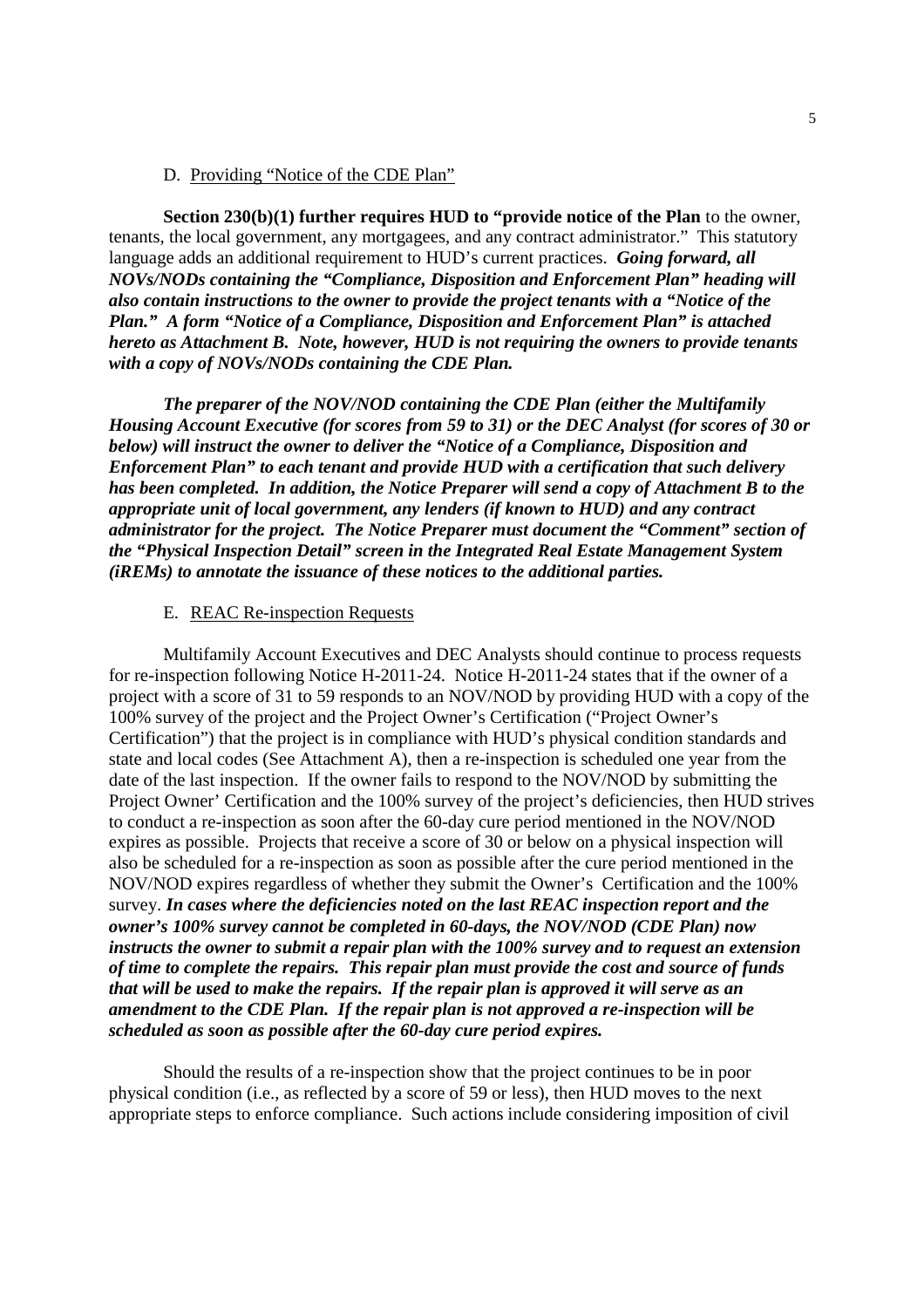### D. Providing "Notice of the CDE Plan"

**Section 230(b)(1) further requires HUD to "provide notice of the Plan** to the owner, tenants, the local government, any mortgagees, and any contract administrator." This statutory language adds an additional requirement to HUD's current practices. ***Going forward, all NOVs/NODs containing the "Compliance, Disposition and Enforcement Plan" heading will also contain instructions to the owner to provide the project tenants with a "Notice of the Plan." A form "Notice of a Compliance, Disposition and Enforcement Plan" is attached hereto as Attachment B. Note, however, HUD is not requiring the owners to provide tenants with a copy of NOVs/NODs containing the CDE Plan.***

***The preparer of the NOV/NOD containing the CDE Plan (either the Multifamily Housing Account Executive (for scores from 59 to 31) or the DEC Analyst (for scores of 30 or below) will instruct the owner to deliver the "Notice of a Compliance, Disposition and Enforcement Plan" to each tenant and provide HUD with a certification that such delivery has been completed. In addition, the Notice Preparer will send a copy of Attachment B to the appropriate unit of local government, any lenders (if known to HUD) and any contract administrator for the project. The Notice Preparer must document the "Comment" section of the "Physical Inspection Detail" screen in the Integrated Real Estate Management System (iREMs) to annotate the issuance of these notices to the additional parties.***

### E. REAC Re-inspection Requests

Multifamily Account Executives and DEC Analysts should continue to process requests for re-inspection following Notice H-2011-24. Notice H-2011-24 states that if the owner of a project with a score of 31 to 59 responds to an NOV/NOD by providing HUD with a copy of the 100% survey of the project and the Project Owner's Certification ("Project Owner's Certification") that the project is in compliance with HUD's physical condition standards and state and local codes (See Attachment A), then a re-inspection is scheduled one year from the date of the last inspection. If the owner fails to respond to the NOV/NOD by submitting the Project Owner' Certification and the 100% survey of the project's deficiencies, then HUD strives to conduct a re-inspection as soon after the 60-day cure period mentioned in the NOV/NOD expires as possible. Projects that receive a score of 30 or below on a physical inspection will also be scheduled for a re-inspection as soon as possible after the cure period mentioned in the NOV/NOD expires regardless of whether they submit the Owner's Certification and the 100% survey. ***In cases where the deficiencies noted on the last REAC inspection report and the owner's 100% survey cannot be completed in 60-days, the NOV/NOD (CDE Plan) now instructs the owner to submit a repair plan with the 100% survey and to request an extension of time to complete the repairs. This repair plan must provide the cost and source of funds that will be used to make the repairs. If the repair plan is approved it will serve as an amendment to the CDE Plan. If the repair plan is not approved a re-inspection will be scheduled as soon as possible after the 60-day cure period expires.***

Should the results of a re-inspection show that the project continues to be in poor physical condition (i.e., as reflected by a score of 59 or less), then HUD moves to the next appropriate steps to enforce compliance. Such actions include considering imposition of civil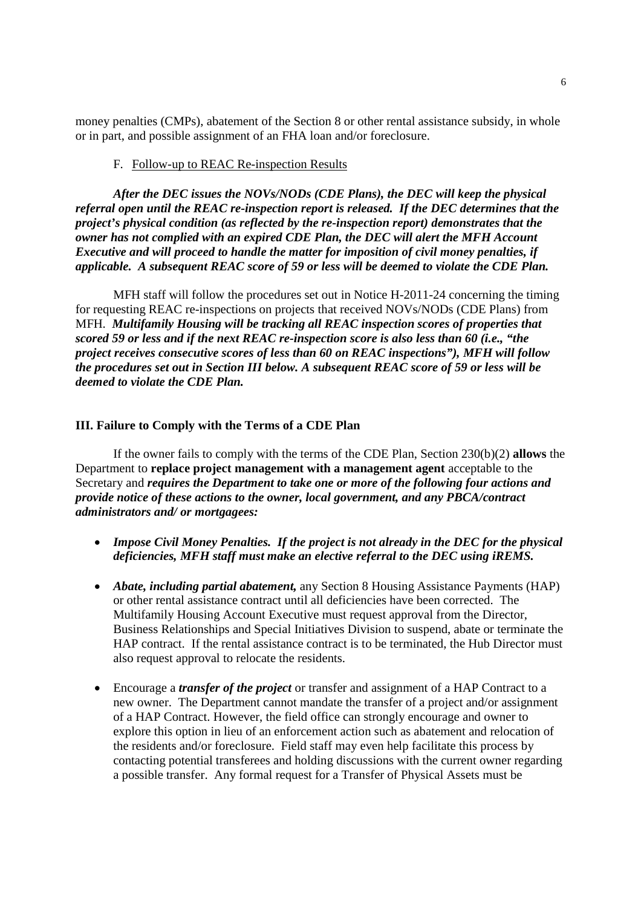money penalties (CMPs), abatement of the Section 8 or other rental assistance subsidy, in whole or in part, and possible assignment of an FHA loan and/or foreclosure.

F. Follow-up to REAC Re-inspection Results

***After the DEC issues the NOVs/NODs (CDE Plans), the DEC will keep the physical referral open until the REAC re-inspection report is released. If the DEC determines that the project's physical condition (as reflected by the re-inspection report) demonstrates that the owner has not complied with an expired CDE Plan, the DEC will alert the MFH Account Executive and will proceed to handle the matter for imposition of civil money penalties, if applicable. A subsequent REAC score of 59 or less will be deemed to violate the CDE Plan.***

MFH staff will follow the procedures set out in Notice H-2011-24 concerning the timing for requesting REAC re-inspections on projects that received NOVs/NODs (CDE Plans) from MFH. ***Multifamily Housing will be tracking all REAC inspection scores of properties that scored 59 or less and if the next REAC re-inspection score is also less than 60 (i.e., "the project receives consecutive scores of less than 60 on REAC inspections"), MFH will follow the procedures set out in Section III below. A subsequent REAC score of 59 or less will be deemed to violate the CDE Plan.***

## III. Failure to Comply with the Terms of a CDE Plan

If the owner fails to comply with the terms of the CDE Plan, Section 230(b)(2) **allows** the Department to **replace project management with a management agent** acceptable to the Secretary and ***requires the Department to take one or more of the following four actions and provide notice of these actions to the owner, local government, and any PBCA/contract administrators and/ or mortgagees:***

- ***Impose Civil Money Penalties. If the project is not already in the DEC for the physical deficiencies, MFH staff must make an elective referral to the DEC using iREMS.***
- ***Abate, including partial abatement,*** any Section 8 Housing Assistance Payments (HAP) or other rental assistance contract until all deficiencies have been corrected. The Multifamily Housing Account Executive must request approval from the Director, Business Relationships and Special Initiatives Division to suspend, abate or terminate the HAP contract. If the rental assistance contract is to be terminated, the Hub Director must also request approval to relocate the residents.
- Encourage a ***transfer of the project*** or transfer and assignment of a HAP Contract to a new owner. The Department cannot mandate the transfer of a project and/or assignment of a HAP Contract. However, the field office can strongly encourage and owner to explore this option in lieu of an enforcement action such as abatement and relocation of the residents and/or foreclosure. Field staff may even help facilitate this process by contacting potential transferees and holding discussions with the current owner regarding a possible transfer. Any formal request for a Transfer of Physical Assets must be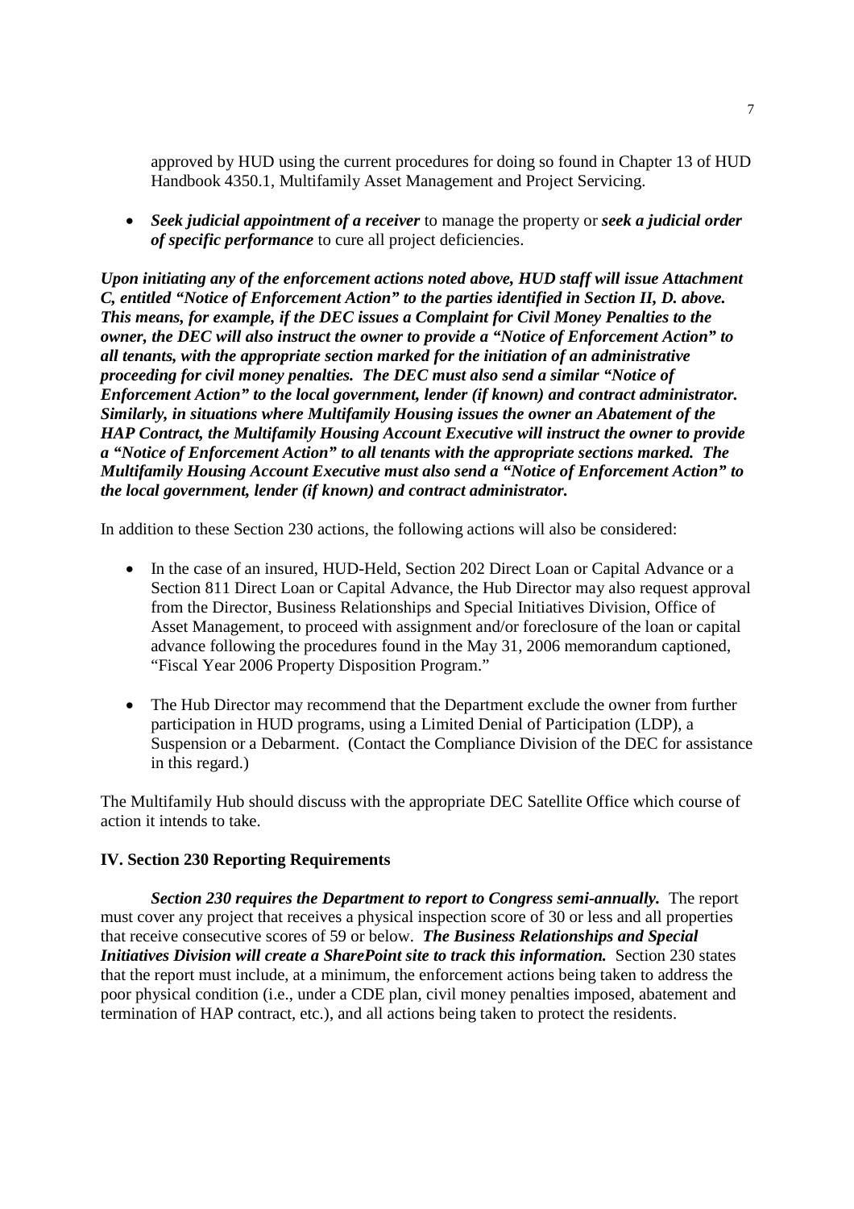approved by HUD using the current procedures for doing so found in Chapter 13 of HUD Handbook 4350.1, Multifamily Asset Management and Project Servicing.

- ***Seek judicial appointment of a receiver*** to manage the property or ***seek a judicial order of specific performance*** to cure all project deficiencies.

***Upon initiating any of the enforcement actions noted above, HUD staff will issue Attachment C, entitled "Notice of Enforcement Action" to the parties identified in Section II, D. above. This means, for example, if the DEC issues a Complaint for Civil Money Penalties to the owner, the DEC will also instruct the owner to provide a "Notice of Enforcement Action" to all tenants, with the appropriate section marked for the initiation of an administrative proceeding for civil money penalties. The DEC must also send a similar "Notice of Enforcement Action" to the local government, lender (if known) and contract administrator. Similarly, in situations where Multifamily Housing issues the owner an Abatement of the HAP Contract, the Multifamily Housing Account Executive will instruct the owner to provide a "Notice of Enforcement Action" to all tenants with the appropriate sections marked. The Multifamily Housing Account Executive must also send a "Notice of Enforcement Action" to the local government, lender (if known) and contract administrator.***

In addition to these Section 230 actions, the following actions will also be considered:

- In the case of an insured, HUD-Held, Section 202 Direct Loan or Capital Advance or a Section 811 Direct Loan or Capital Advance, the Hub Director may also request approval from the Director, Business Relationships and Special Initiatives Division, Office of Asset Management, to proceed with assignment and/or foreclosure of the loan or capital advance following the procedures found in the May 31, 2006 memorandum captioned, "Fiscal Year 2006 Property Disposition Program."

- The Hub Director may recommend that the Department exclude the owner from further participation in HUD programs, using a Limited Denial of Participation (LDP), a Suspension or a Debarment. (Contact the Compliance Division of the DEC for assistance in this regard.)

The Multifamily Hub should discuss with the appropriate DEC Satellite Office which course of action it intends to take.

### IV. Section 230 Reporting Requirements

***Section 230 requires the Department to report to Congress semi-annually.*** The report must cover any project that receives a physical inspection score of 30 or less and all properties that receive consecutive scores of 59 or below. ***The Business Relationships and Special Initiatives Division will create a SharePoint site to track this information.*** Section 230 states that the report must include, at a minimum, the enforcement actions being taken to address the poor physical condition (i.e., under a CDE plan, civil money penalties imposed, abatement and termination of HAP contract, etc.), and all actions being taken to protect the residents.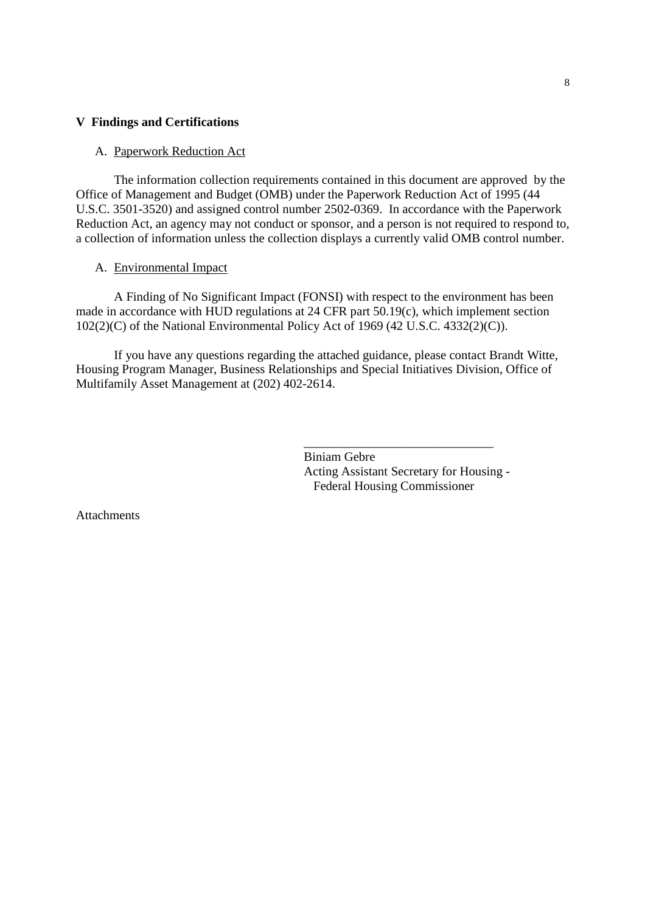## V Findings and Certifications

### A. <u>Paperwork Reduction Act</u>

The information collection requirements contained in this document are approved by the Office of Management and Budget (OMB) under the Paperwork Reduction Act of 1995 (44 U.S.C. 3501-3520) and assigned control number 2502-0369. In accordance with the Paperwork Reduction Act, an agency may not conduct or sponsor, and a person is not required to respond to, a collection of information unless the collection displays a currently valid OMB control number.

### A. <u>Environmental Impact</u>

A Finding of No Significant Impact (FONSI) with respect to the environment has been made in accordance with HUD regulations at 24 CFR part 50.19(c), which implement section 102(2)(C) of the National Environmental Policy Act of 1969 (42 U.S.C. 4332(2)(C)).

If you have any questions regarding the attached guidance, please contact Brandt Witte, Housing Program Manager, Business Relationships and Special Initiatives Division, Office of Multifamily Asset Management at (202) 402-2614.

\_\_\_\_\_\_\_\_\_\_\_\_\_\_\_\_\_\_\_\_\_\_\_\_\_\_\_\_\_\_\_

Biniam Gebre
Acting Assistant Secretary for Housing -
Federal Housing Commissioner

Attachments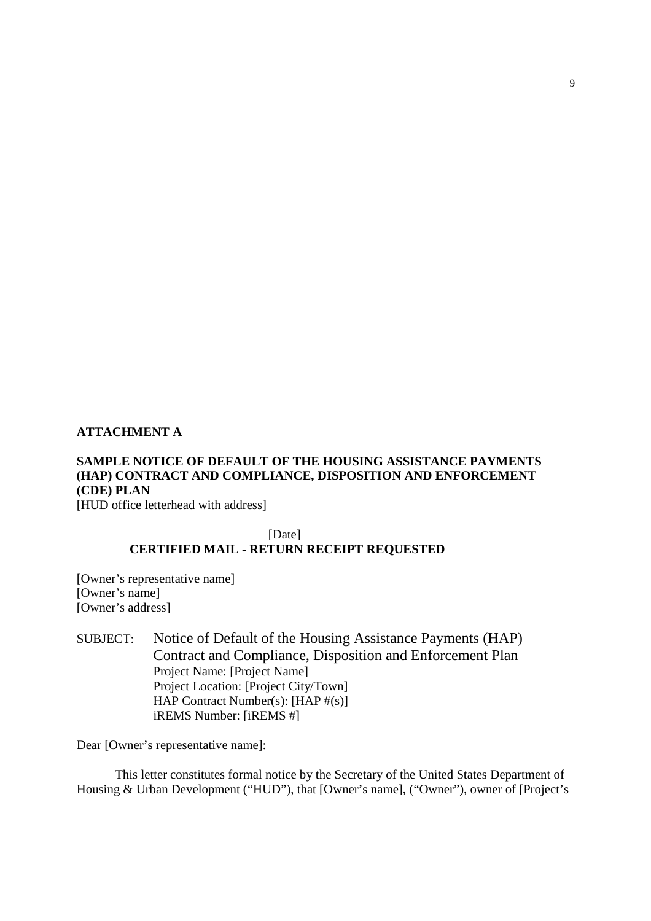**ATTACHMENT A**

**SAMPLE NOTICE OF DEFAULT OF THE HOUSING ASSISTANCE PAYMENTS (HAP) CONTRACT AND COMPLIANCE, DISPOSITION AND ENFORCEMENT (CDE) PLAN**

[HUD office letterhead with address]

[Date]

**CERTIFIED MAIL - RETURN RECEIPT REQUESTED**

[Owner's representative name]
[Owner's name]
[Owner's address]

SUBJECT: Notice of Default of the Housing Assistance Payments (HAP) Contract and Compliance, Disposition and Enforcement Plan
Project Name: [Project Name]
Project Location: [Project City/Town]
HAP Contract Number(s): [HAP #(s)]
iREMS Number: [iREMS #]

Dear [Owner's representative name]:

This letter constitutes formal notice by the Secretary of the United States Department of Housing & Urban Development ("HUD"), that [Owner's name], ("Owner"), owner of [Project's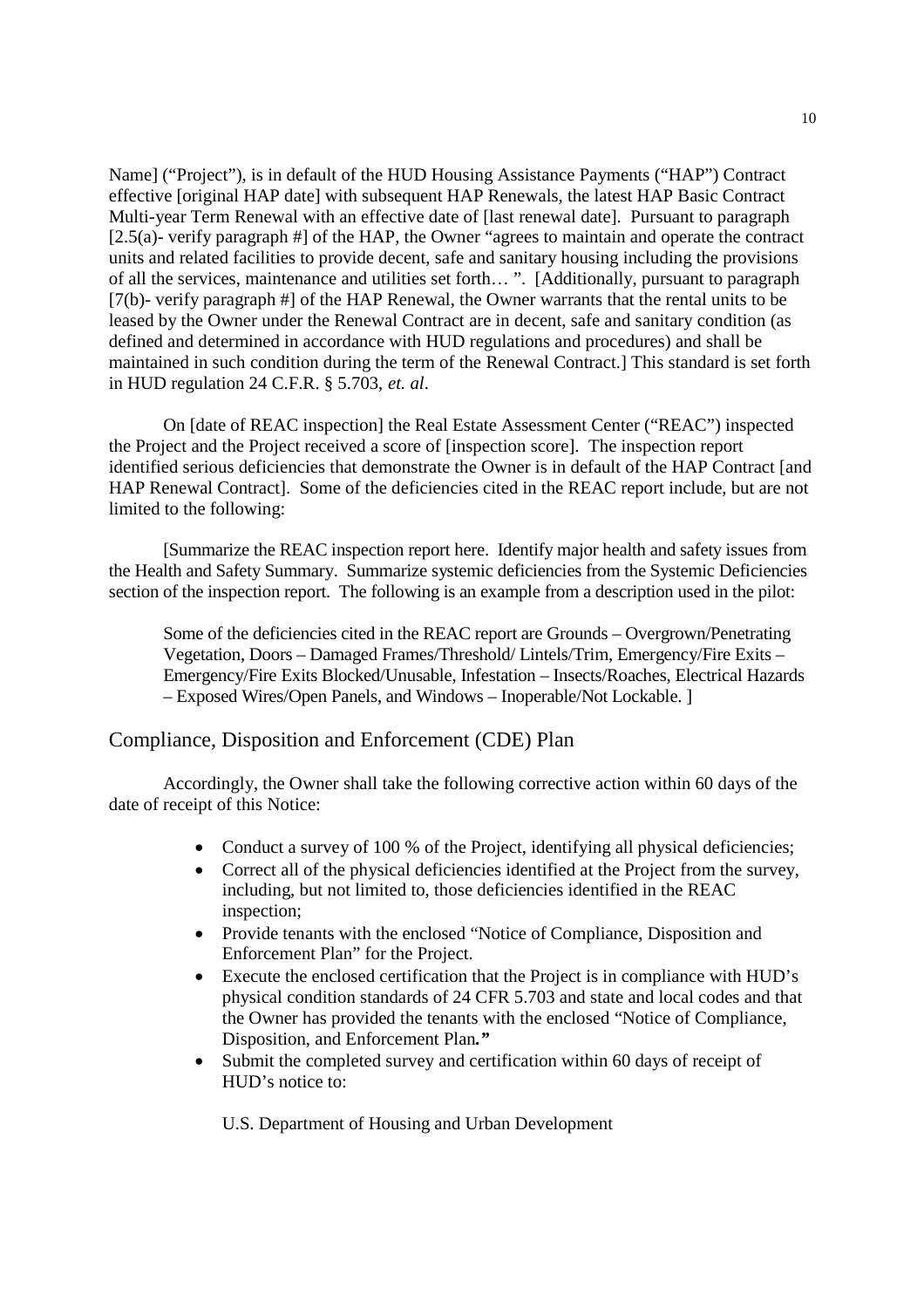Name] ("Project"), is in default of the HUD Housing Assistance Payments ("HAP") Contract effective [original HAP date] with subsequent HAP Renewals, the latest HAP Basic Contract Multi-year Term Renewal with an effective date of [last renewal date]. Pursuant to paragraph [2.5(a)- verify paragraph #] of the HAP, the Owner "agrees to maintain and operate the contract units and related facilities to provide decent, safe and sanitary housing including the provisions of all the services, maintenance and utilities set forth… ". [Additionally, pursuant to paragraph [7(b)- verify paragraph #] of the HAP Renewal, the Owner warrants that the rental units to be leased by the Owner under the Renewal Contract are in decent, safe and sanitary condition (as defined and determined in accordance with HUD regulations and procedures) and shall be maintained in such condition during the term of the Renewal Contract.] This standard is set forth in HUD regulation 24 C.F.R. § 5.703, *et. al*.

On [date of REAC inspection] the Real Estate Assessment Center ("REAC") inspected the Project and the Project received a score of [inspection score]. The inspection report identified serious deficiencies that demonstrate the Owner is in default of the HAP Contract [and HAP Renewal Contract]. Some of the deficiencies cited in the REAC report include, but are not limited to the following:

[Summarize the REAC inspection report here. Identify major health and safety issues from the Health and Safety Summary. Summarize systemic deficiencies from the Systemic Deficiencies section of the inspection report. The following is an example from a description used in the pilot:

Some of the deficiencies cited in the REAC report are Grounds – Overgrown/Penetrating Vegetation, Doors – Damaged Frames/Threshold/ Lintels/Trim, Emergency/Fire Exits – Emergency/Fire Exits Blocked/Unusable, Infestation – Insects/Roaches, Electrical Hazards – Exposed Wires/Open Panels, and Windows – Inoperable/Not Lockable. ]

## Compliance, Disposition and Enforcement (CDE) Plan

Accordingly, the Owner shall take the following corrective action within 60 days of the date of receipt of this Notice:

- Conduct a survey of 100 % of the Project, identifying all physical deficiencies;
- Correct all of the physical deficiencies identified at the Project from the survey, including, but not limited to, those deficiencies identified in the REAC inspection;
- Provide tenants with the enclosed "Notice of Compliance, Disposition and Enforcement Plan" for the Project.
- Execute the enclosed certification that the Project is in compliance with HUD's physical condition standards of 24 CFR 5.703 and state and local codes and that the Owner has provided the tenants with the enclosed "Notice of Compliance, Disposition, and Enforcement Plan**."**
- Submit the completed survey and certification within 60 days of receipt of HUD's notice to:

  U.S. Department of Housing and Urban Development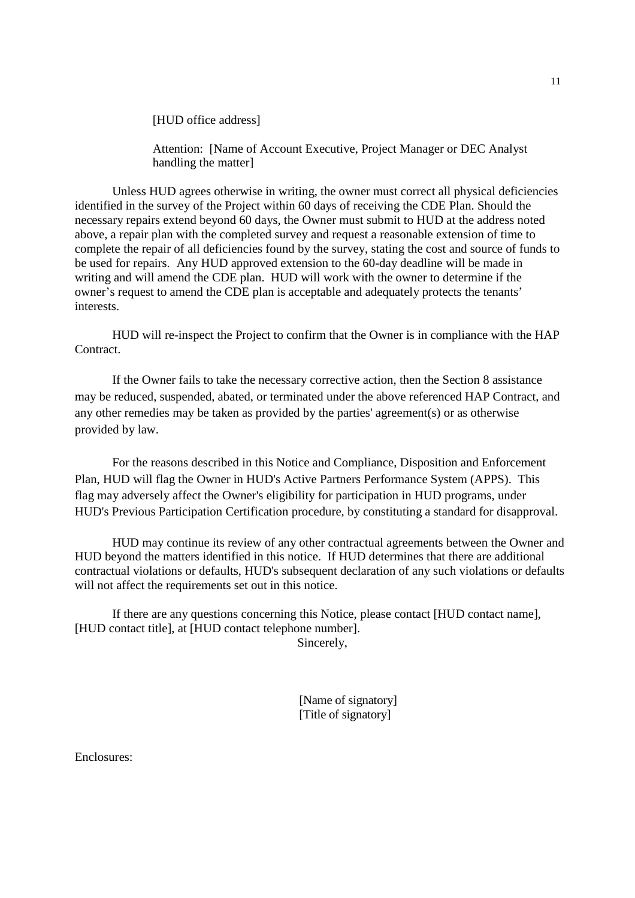[HUD office address]

Attention: [Name of Account Executive, Project Manager or DEC Analyst handling the matter]

Unless HUD agrees otherwise in writing, the owner must correct all physical deficiencies identified in the survey of the Project within 60 days of receiving the CDE Plan. Should the necessary repairs extend beyond 60 days, the Owner must submit to HUD at the address noted above, a repair plan with the completed survey and request a reasonable extension of time to complete the repair of all deficiencies found by the survey, stating the cost and source of funds to be used for repairs. Any HUD approved extension to the 60-day deadline will be made in writing and will amend the CDE plan. HUD will work with the owner to determine if the owner's request to amend the CDE plan is acceptable and adequately protects the tenants' interests.

HUD will re-inspect the Project to confirm that the Owner is in compliance with the HAP Contract.

If the Owner fails to take the necessary corrective action, then the Section 8 assistance may be reduced, suspended, abated, or terminated under the above referenced HAP Contract, and any other remedies may be taken as provided by the parties' agreement(s) or as otherwise provided by law.

For the reasons described in this Notice and Compliance, Disposition and Enforcement Plan, HUD will flag the Owner in HUD's Active Partners Performance System (APPS). This flag may adversely affect the Owner's eligibility for participation in HUD programs, under HUD's Previous Participation Certification procedure, by constituting a standard for disapproval.

HUD may continue its review of any other contractual agreements between the Owner and HUD beyond the matters identified in this notice. If HUD determines that there are additional contractual violations or defaults, HUD's subsequent declaration of any such violations or defaults will not affect the requirements set out in this notice.

If there are any questions concerning this Notice, please contact [HUD contact name], [HUD contact title], at [HUD contact telephone number].

Sincerely,

[Name of signatory]
[Title of signatory]

Enclosures: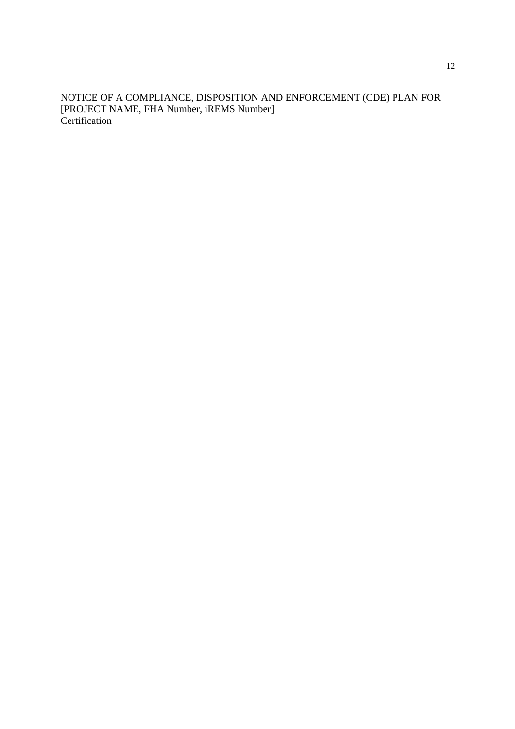NOTICE OF A COMPLIANCE, DISPOSITION AND ENFORCEMENT (CDE) PLAN FOR [PROJECT NAME, FHA Number, iREMS Number]
Certification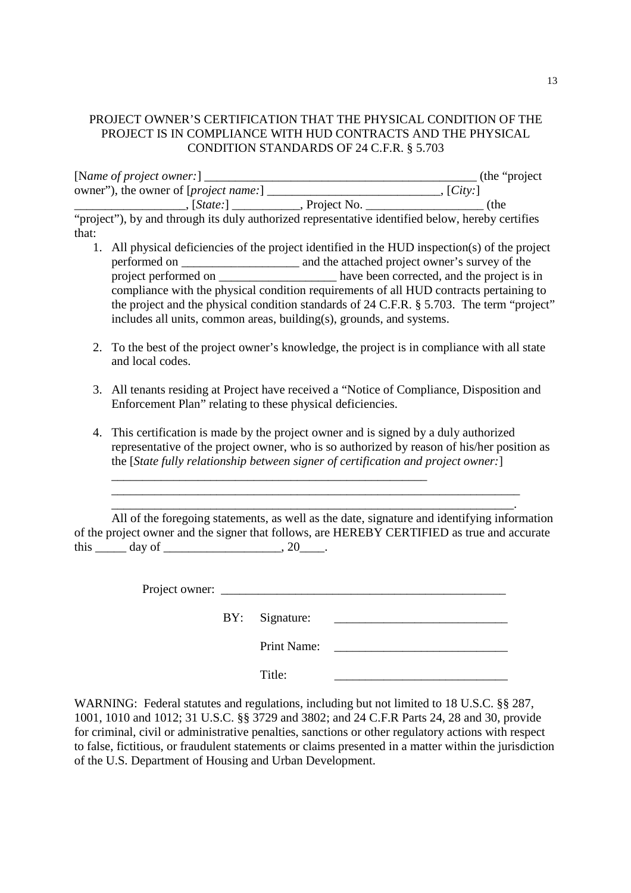PROJECT OWNER'S CERTIFICATION THAT THE PHYSICAL CONDITION OF THE PROJECT IS IN COMPLIANCE WITH HUD CONTRACTS AND THE PHYSICAL CONDITION STANDARDS OF 24 C.F.R. § 5.703

[*Name of project owner:*] _____________________________________________ (the "project owner"), the owner of [*project name:*] ____________________________, [*City:*] __________________, [*State:*] ___________, Project No. ___________________ (the "project"), by and through its duly authorized representative identified below, hereby certifies that:

1. All physical deficiencies of the project identified in the HUD inspection(s) of the project performed on ___________________ and the attached project owner's survey of the project performed on ___________________ have been corrected, and the project is in compliance with the physical condition requirements of all HUD contracts pertaining to the project and the physical condition standards of 24 C.F.R. § 5.703. The term "project" includes all units, common areas, building(s), grounds, and systems.

2. To the best of the project owner's knowledge, the project is in compliance with all state and local codes.

3. All tenants residing at Project have received a "Notice of Compliance, Disposition and Enforcement Plan" relating to these physical deficiencies.

4. This certification is made by the project owner and is signed by a duly authorized representative of the project owner, who is so authorized by reason of his/her position as the [*State fully relationship between signer of certification and project owner:*] _____________________________________________________ ______________________________________________________________________ _____________________________________________________________________.

All of the foregoing statements, as well as the date, signature and identifying information of the project owner and the signer that follows, are HEREBY CERTIFIED as true and accurate this _____ day of ___________________, 20____.

Project owner: ________________________________________________

BY: Signature: ____________________________

Print Name: ____________________________

Title: ____________________________

WARNING: Federal statutes and regulations, including but not limited to 18 U.S.C. §§ 287, 1001, 1010 and 1012; 31 U.S.C. §§ 3729 and 3802; and 24 C.F.R Parts 24, 28 and 30, provide for criminal, civil or administrative penalties, sanctions or other regulatory actions with respect to false, fictitious, or fraudulent statements or claims presented in a matter within the jurisdiction of the U.S. Department of Housing and Urban Development.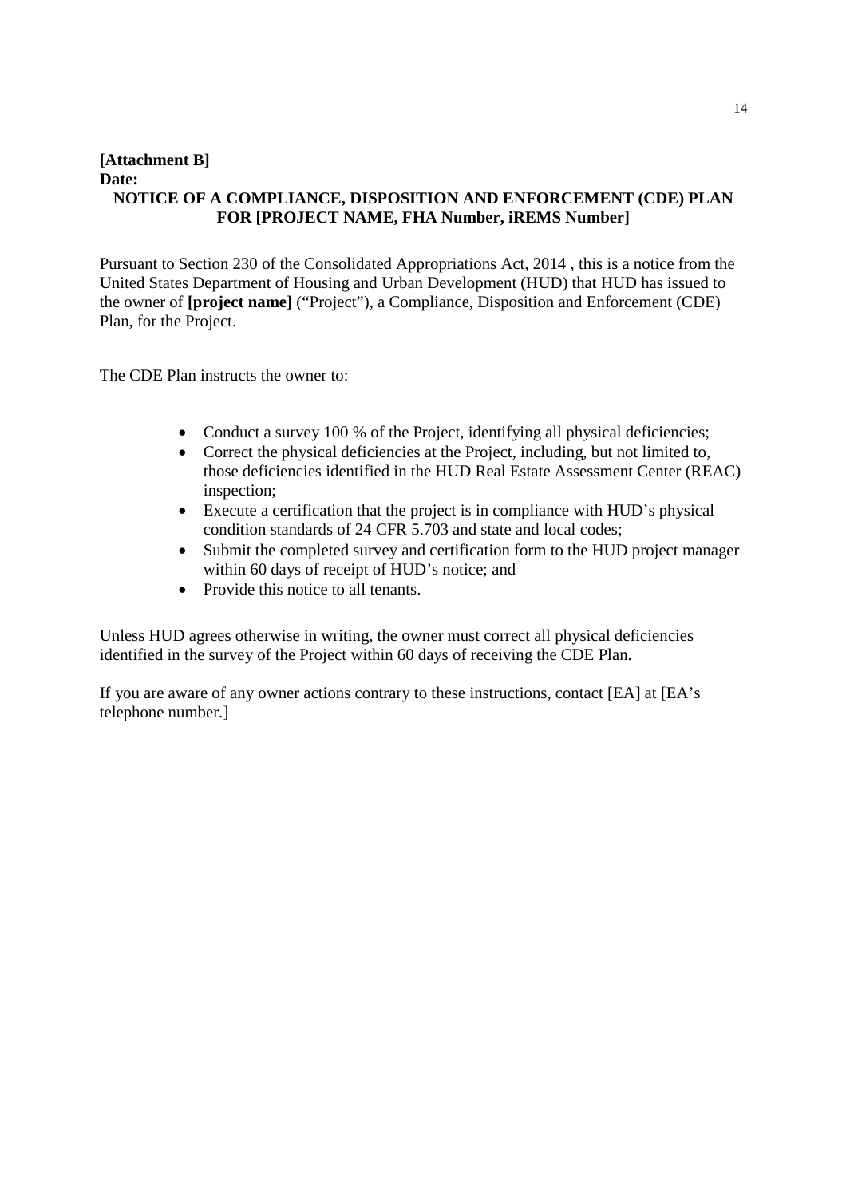**[Attachment B]**
**Date:**

**NOTICE OF A COMPLIANCE, DISPOSITION AND ENFORCEMENT (CDE) PLAN FOR [PROJECT NAME, FHA Number, iREMS Number]**

Pursuant to Section 230 of the Consolidated Appropriations Act, 2014 , this is a notice from the United States Department of Housing and Urban Development (HUD) that HUD has issued to the owner of **[project name]** ("Project"), a Compliance, Disposition and Enforcement (CDE) Plan, for the Project.

The CDE Plan instructs the owner to:

- Conduct a survey 100 % of the Project, identifying all physical deficiencies;
- Correct the physical deficiencies at the Project, including, but not limited to, those deficiencies identified in the HUD Real Estate Assessment Center (REAC) inspection;
- Execute a certification that the project is in compliance with HUD's physical condition standards of 24 CFR 5.703 and state and local codes;
- Submit the completed survey and certification form to the HUD project manager within 60 days of receipt of HUD's notice; and
- Provide this notice to all tenants.

Unless HUD agrees otherwise in writing, the owner must correct all physical deficiencies identified in the survey of the Project within 60 days of receiving the CDE Plan.

If you are aware of any owner actions contrary to these instructions, contact [EA] at [EA's telephone number.]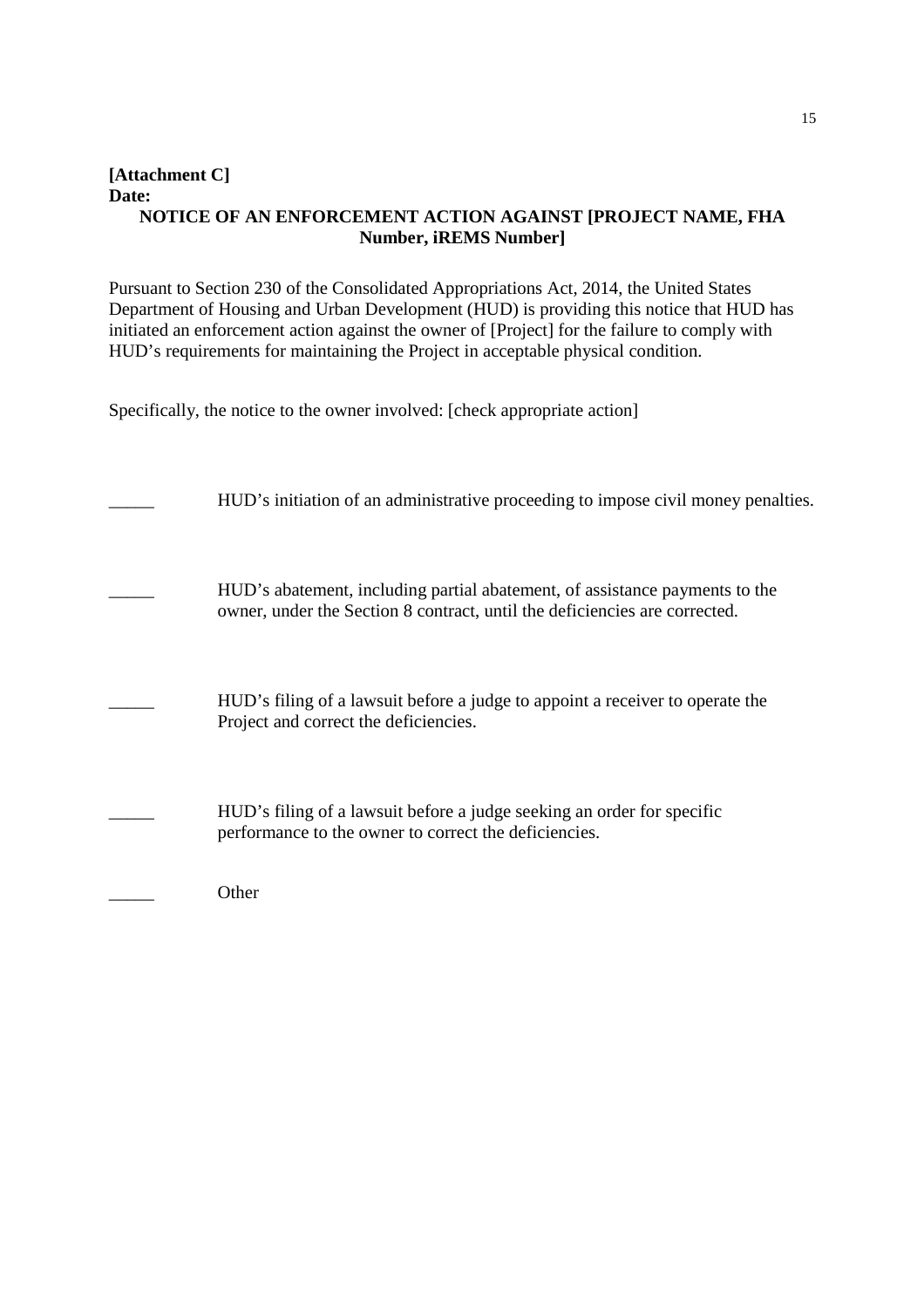**[Attachment C]**
**Date:**

**NOTICE OF AN ENFORCEMENT ACTION AGAINST [PROJECT NAME, FHA Number, iREMS Number]**

Pursuant to Section 230 of the Consolidated Appropriations Act, 2014, the United States Department of Housing and Urban Development (HUD) is providing this notice that HUD has initiated an enforcement action against the owner of [Project] for the failure to comply with HUD's requirements for maintaining the Project in acceptable physical condition.

Specifically, the notice to the owner involved: [check appropriate action]

_____ HUD's initiation of an administrative proceeding to impose civil money penalties.

_____ HUD's abatement, including partial abatement, of assistance payments to the owner, under the Section 8 contract, until the deficiencies are corrected.

_____ HUD's filing of a lawsuit before a judge to appoint a receiver to operate the Project and correct the deficiencies.

_____ HUD's filing of a lawsuit before a judge seeking an order for specific performance to the owner to correct the deficiencies.

_____ Other